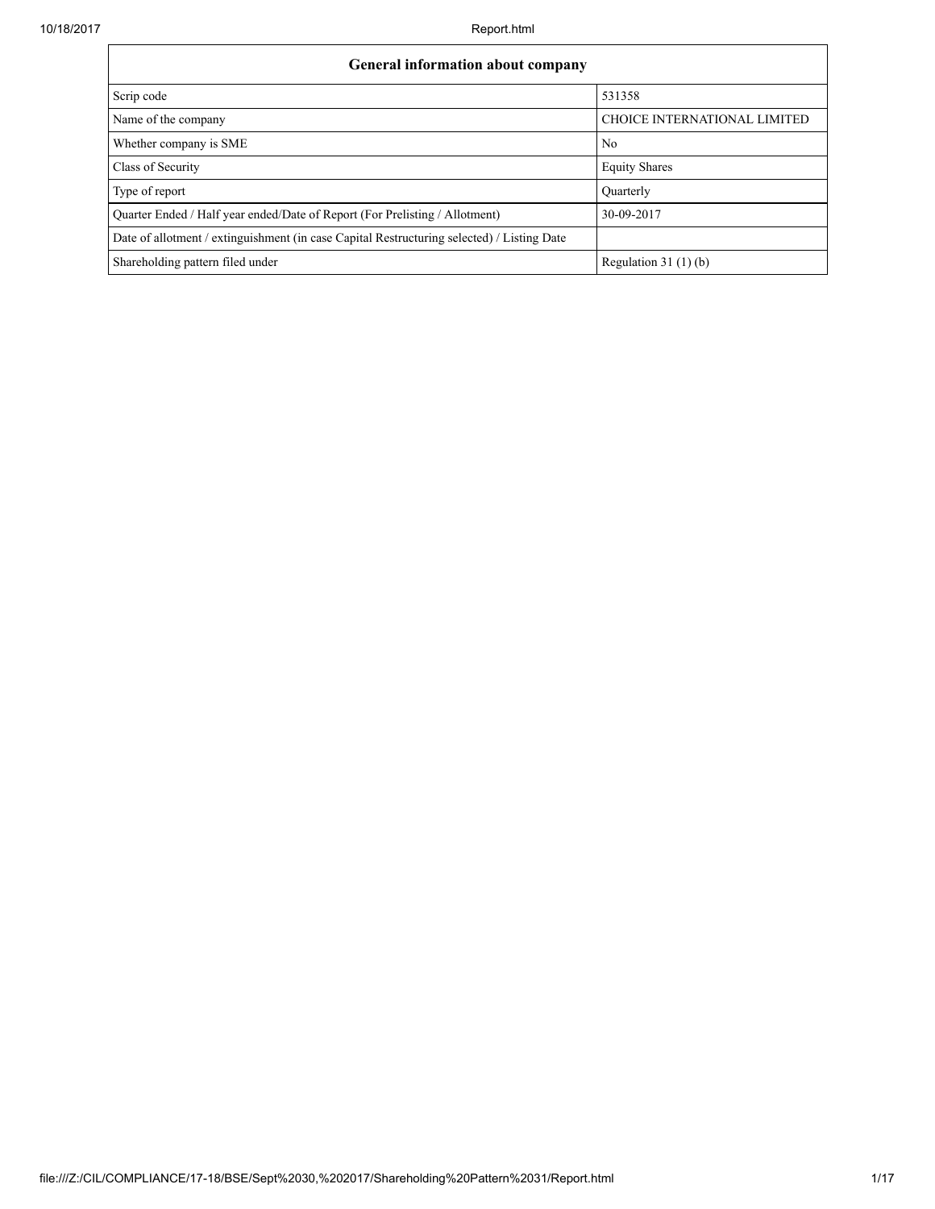| General information about company | |
| --- | --- |
| Scrip code | 531358 |
| Name of the company | CHOICE INTERNATIONAL LIMITED |
| Whether company is SME | No |
| Class of Security | Equity Shares |
| Type of report | Quarterly |
| Quarter Ended / Half year ended/Date of Report (For Prelisting / Allotment) | 30-09-2017 |
| Date of allotment / extinguishment (in case Capital Restructuring selected) / Listing Date | |
| Shareholding pattern filed under | Regulation 31 (1) (b) |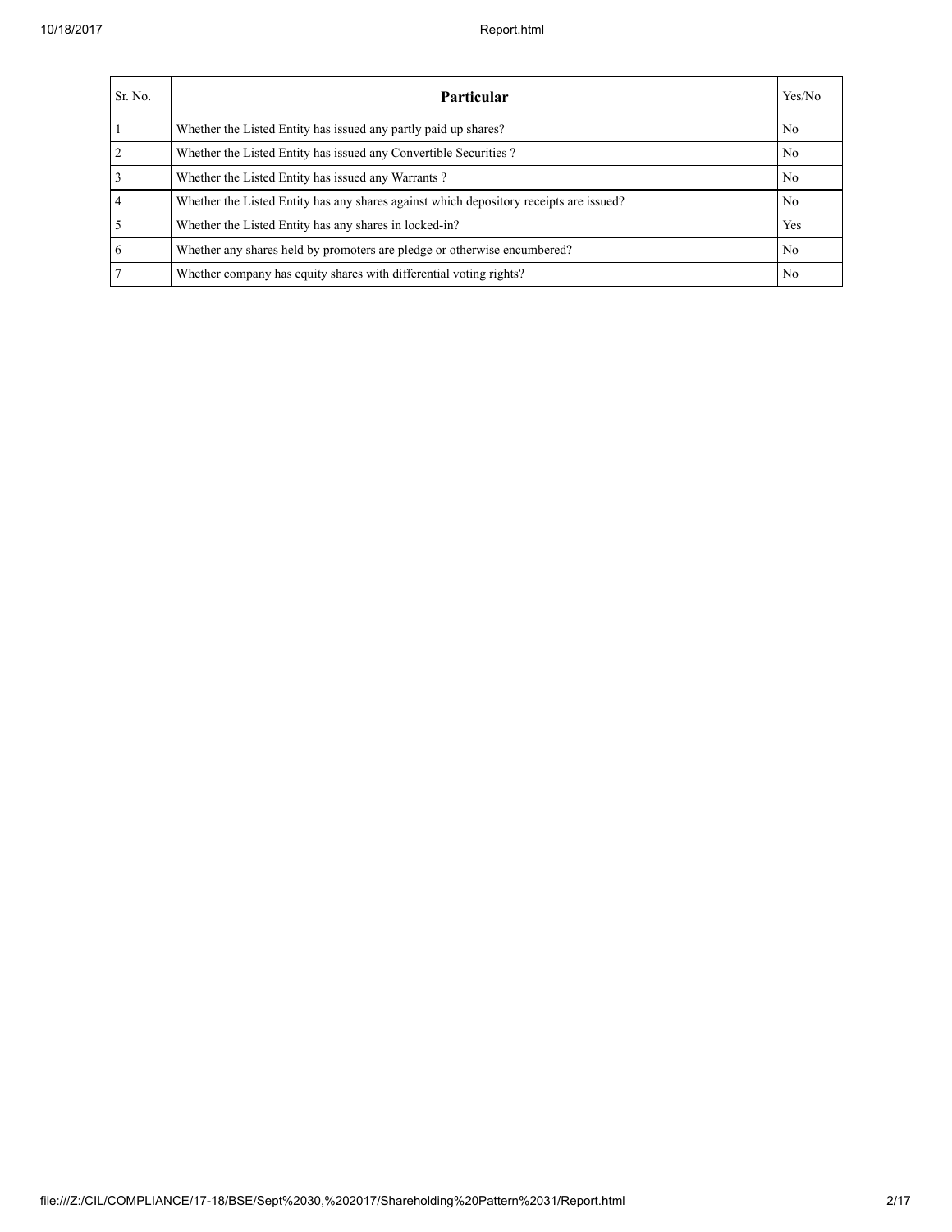| Sr. No. | Particular | Yes/No |
| --- | --- | --- |
| 1 | Whether the Listed Entity has issued any partly paid up shares? | No |
| 2 | Whether the Listed Entity has issued any Convertible Securities ? | No |
| 3 | Whether the Listed Entity has issued any Warrants ? | No |
| 4 | Whether the Listed Entity has any shares against which depository receipts are issued? | No |
| 5 | Whether the Listed Entity has any shares in locked-in? | Yes |
| 6 | Whether any shares held by promoters are pledge or otherwise encumbered? | No |
| 7 | Whether company has equity shares with differential voting rights? | No |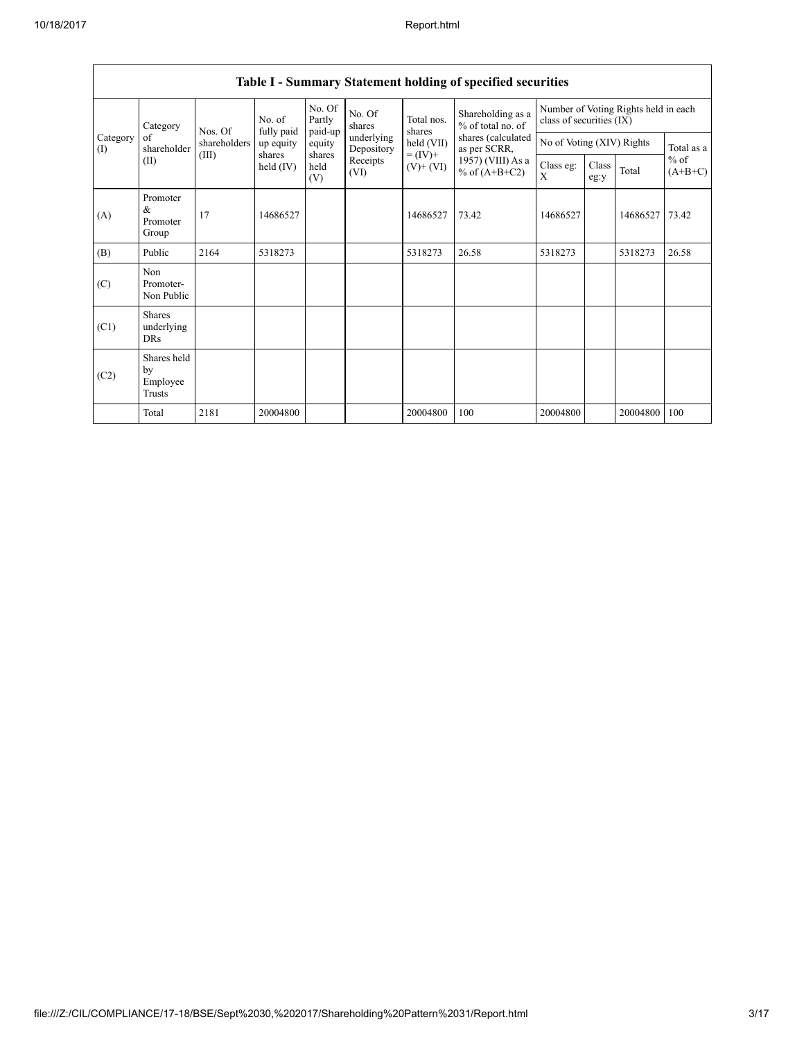## Table I - Summary Statement holding of specified securities

| Category (I) | Category of shareholder (II) | Nos. Of shareholders (III) | No. of fully paid up equity shares held (IV) | No. Of Partly paid-up equity shares held (V) | No. Of shares underlying Depository Receipts (VI) | Total nos. shares held (VII) = (IV)+ (V)+ (VI) | Shareholding as a % of total no. of shares (calculated as per SCRR, 1957) (VIII) As a % of (A+B+C2) | Number of Voting Rights held in each class of securities (IX) | | | |
|---|---|---|---|---|---|---|---|---|---|---|---|
| | | | | | | | | No of Voting (XIV) Rights | | | Total as a % of (A+B+C) |
| | | | | | | | | Class eg: X | Class eg:y | Total | |
| (A) | Promoter & Promoter Group | 17 | 14686527 | | | 14686527 | 73.42 | 14686527 | | 14686527 | 73.42 |
| (B) | Public | 2164 | 5318273 | | | 5318273 | 26.58 | 5318273 | | 5318273 | 26.58 |
| (C) | Non Promoter- Non Public | | | | | | | | | | |
| (C1) | Shares underlying DRs | | | | | | | | | | |
| (C2) | Shares held by Employee Trusts | | | | | | | | | | |
| | Total | 2181 | 20004800 | | | 20004800 | 100 | 20004800 | | 20004800 | 100 |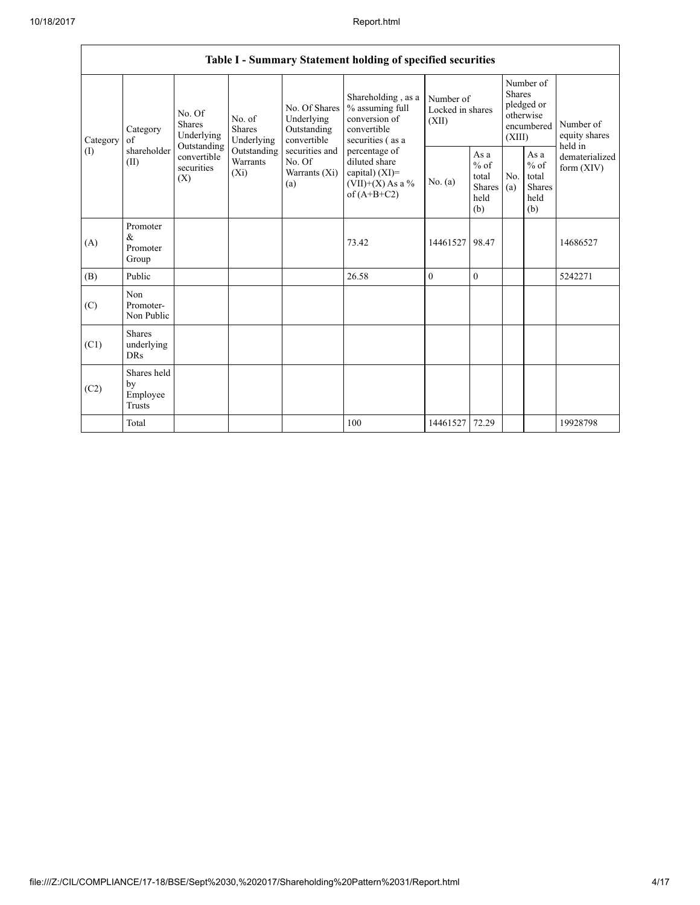| Table I - Summary Statement holding of specified securities | | | | | | | | | | |
|---|---|---|---|---|---|---|---|---|---|---|
| Category (I) | Category of shareholder (II) | No. Of Shares Underlying Outstanding convertible securities (X) | No. of Shares Underlying Outstanding Warrants (Xi) | No. Of Shares Underlying Outstanding convertible securities and No. Of Warrants (Xi) (a) | Shareholding , as a % assuming full conversion of convertible securities ( as a percentage of diluted share capital) (XI)= (VII)+(X) As a % of (A+B+C2) | Number of Locked in shares (XII) | | Number of Shares pledged or otherwise encumbered (XIII) | | Number of equity shares held in dematerialized form (XIV) |
| | | | | | | No. (a) | As a % of total Shares held (b) | No. (a) | As a % of total Shares held (b) | |
| (A) | Promoter & Promoter Group | | | | 73.42 | 14461527 | 98.47 | | | 14686527 |
| (B) | Public | | | | 26.58 | 0 | 0 | | | 5242271 |
| (C) | Non Promoter- Non Public | | | | | | | | | |
| (C1) | Shares underlying DRs | | | | | | | | | |
| (C2) | Shares held by Employee Trusts | | | | | | | | | |
| | Total | | | | 100 | 14461527 | 72.29 | | | 19928798 |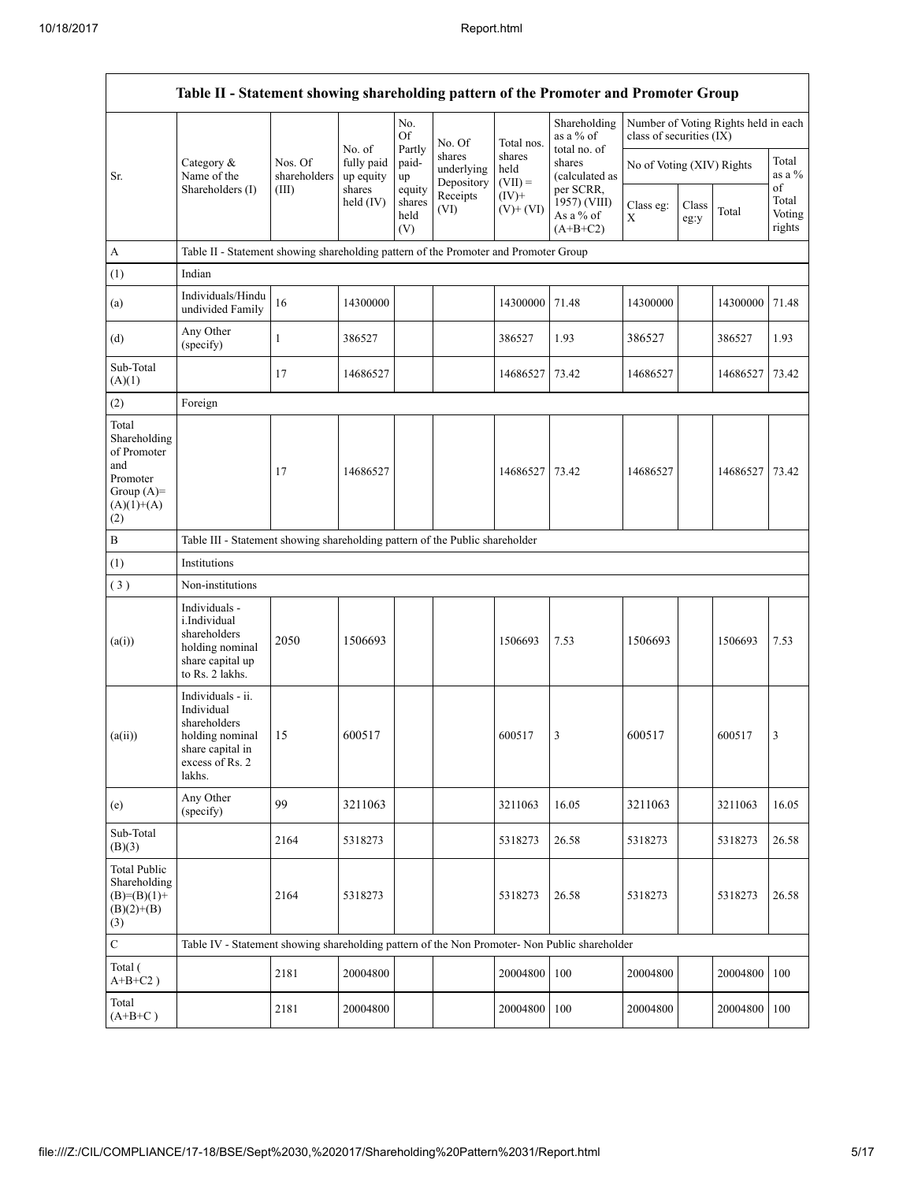| Table II - Statement showing shareholding pattern of the Promoter and Promoter Group | | | | | | | | | | | |
|---|---|---|---|---|---|---|---|---|---|---|---|
| Sr. | Category & Name of the Shareholders (I) | Nos. Of shareholders (III) | No. of fully paid up equity shares held (IV) | No. Of Partly paid-up equity shares held (V) | No. Of shares underlying Depository Receipts (VI) | Total nos. shares held (VII) = (IV)+ (V)+ (VI) | Shareholding as a % of total no. of shares (calculated as per SCRR, 1957) (VIII) As a % of (A+B+C2) | Number of Voting Rights held in each class of securities (IX) | | | |
| | | | | | | | | No of Voting (XIV) Rights | | | Total as a % of Total Voting rights |
| | | | | | | | | Class eg: X | Class eg:y | Total | |
| A | Table II - Statement showing shareholding pattern of the Promoter and Promoter Group | | | | | | | | | | |
| (1) | Indian | | | | | | | | | | |
| (a) | Individuals/Hindu undivided Family | 16 | 14300000 | | | 14300000 | 71.48 | 14300000 | | 14300000 | 71.48 |
| (d) | Any Other (specify) | 1 | 386527 | | | 386527 | 1.93 | 386527 | | 386527 | 1.93 |
| Sub-Total (A)(1) | | 17 | 14686527 | | | 14686527 | 73.42 | 14686527 | | 14686527 | 73.42 |
| (2) | Foreign | | | | | | | | | | |
| Total Shareholding of Promoter and Promoter Group (A)=(A)(1)+(A)(2) | | 17 | 14686527 | | | 14686527 | 73.42 | 14686527 | | 14686527 | 73.42 |
| B | Table III - Statement showing shareholding pattern of the Public shareholder | | | | | | | | | | |
| (1) | Institutions | | | | | | | | | | |
| (3) | Non-institutions | | | | | | | | | | |
| (a(i)) | Individuals - i.Individual shareholders holding nominal share capital up to Rs. 2 lakhs. | 2050 | 1506693 | | | 1506693 | 7.53 | 1506693 | | 1506693 | 7.53 |
| (a(ii)) | Individuals - ii. Individual shareholders holding nominal share capital in excess of Rs. 2 lakhs. | 15 | 600517 | | | 600517 | 3 | 600517 | | 600517 | 3 |
| (e) | Any Other (specify) | 99 | 3211063 | | | 3211063 | 16.05 | 3211063 | | 3211063 | 16.05 |
| Sub-Total (B)(3) | | 2164 | 5318273 | | | 5318273 | 26.58 | 5318273 | | 5318273 | 26.58 |
| Total Public Shareholding (B)=(B)(1)+(B)(2)+(B)(3) | | 2164 | 5318273 | | | 5318273 | 26.58 | 5318273 | | 5318273 | 26.58 |
| C | Table IV - Statement showing shareholding pattern of the Non Promoter- Non Public shareholder | | | | | | | | | | |
| Total ( A+B+C2 ) | | 2181 | 20004800 | | | 20004800 | 100 | 20004800 | | 20004800 | 100 |
| Total (A+B+C ) | | 2181 | 20004800 | | | 20004800 | 100 | 20004800 | | 20004800 | 100 |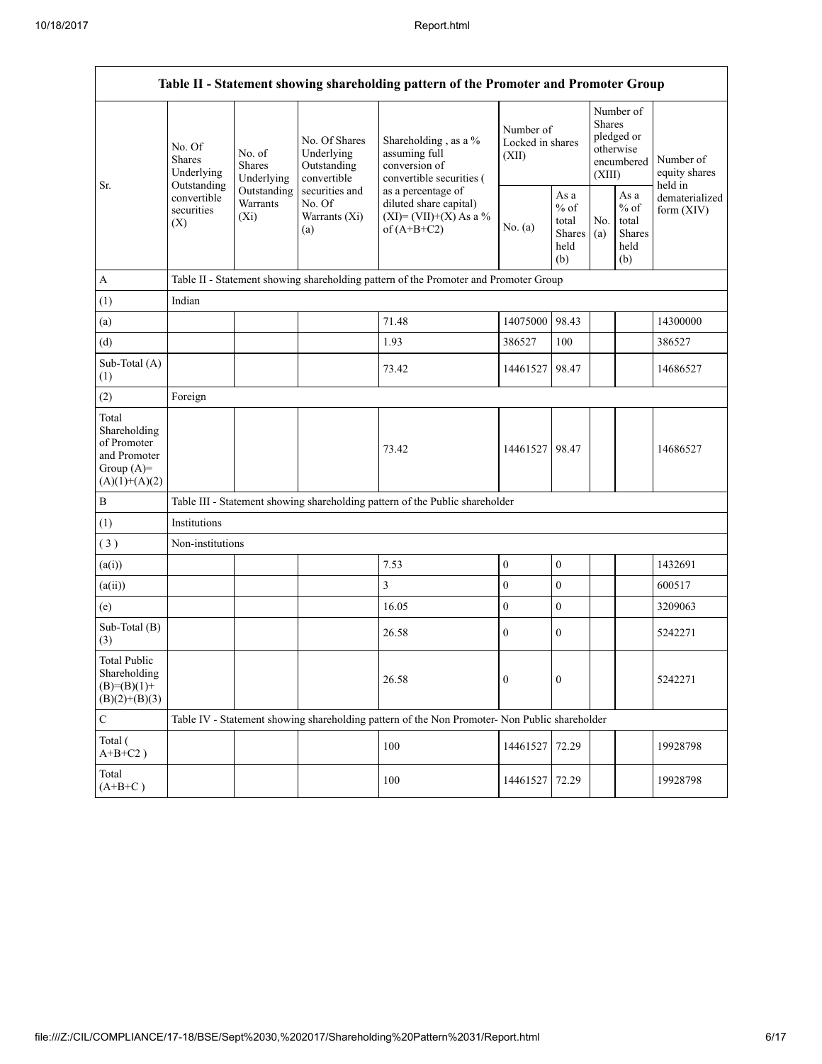| Table II - Statement showing shareholding pattern of the Promoter and Promoter Group | | | | | | | | | |
|---|---|---|---|---|---|---|---|---|---|
| Sr. | No. Of Shares Underlying Outstanding convertible securities (X) | No. of Shares Underlying Outstanding Warrants (Xi) | No. Of Shares Underlying Outstanding convertible securities and No. Of Warrants (Xi) (a) | Shareholding , as a % assuming full conversion of convertible securities ( as a percentage of diluted share capital) (XI)= (VII)+(X) As a % of (A+B+C2) | Number of Locked in shares (XII) | | Number of Shares pledged or otherwise encumbered (XIII) | | Number of equity shares held in dematerialized form (XIV) |
| | | | | | No. (a) | As a % of total Shares held (b) | No. (a) | As a % of total Shares held (b) | |
| A | Table II - Statement showing shareholding pattern of the Promoter and Promoter Group | | | | | | | | |
| (1) | Indian | | | | | | | | |
| (a) | | | | 71.48 | 14075000 | 98.43 | | | 14300000 |
| (d) | | | | 1.93 | 386527 | 100 | | | 386527 |
| Sub-Total (A) (1) | | | | 73.42 | 14461527 | 98.47 | | | 14686527 |
| (2) | Foreign | | | | | | | | |
| Total Shareholding of Promoter and Promoter Group (A)= (A)(1)+(A)(2) | | | | 73.42 | 14461527 | 98.47 | | | 14686527 |
| B | Table III - Statement showing shareholding pattern of the Public shareholder | | | | | | | | |
| (1) | Institutions | | | | | | | | |
| ( 3 ) | Non-institutions | | | | | | | | |
| (a(i)) | | | | 7.53 | 0 | 0 | | | 1432691 |
| (a(ii)) | | | | 3 | 0 | 0 | | | 600517 |
| (e) | | | | 16.05 | 0 | 0 | | | 3209063 |
| Sub-Total (B) (3) | | | | 26.58 | 0 | 0 | | | 5242271 |
| Total Public Shareholding (B)=(B)(1)+ (B)(2)+(B)(3) | | | | 26.58 | 0 | 0 | | | 5242271 |
| C | Table IV - Statement showing shareholding pattern of the Non Promoter- Non Public shareholder | | | | | | | | |
| Total ( A+B+C2 ) | | | | 100 | 14461527 | 72.29 | | | 19928798 |
| Total (A+B+C ) | | | | 100 | 14461527 | 72.29 | | | 19928798 |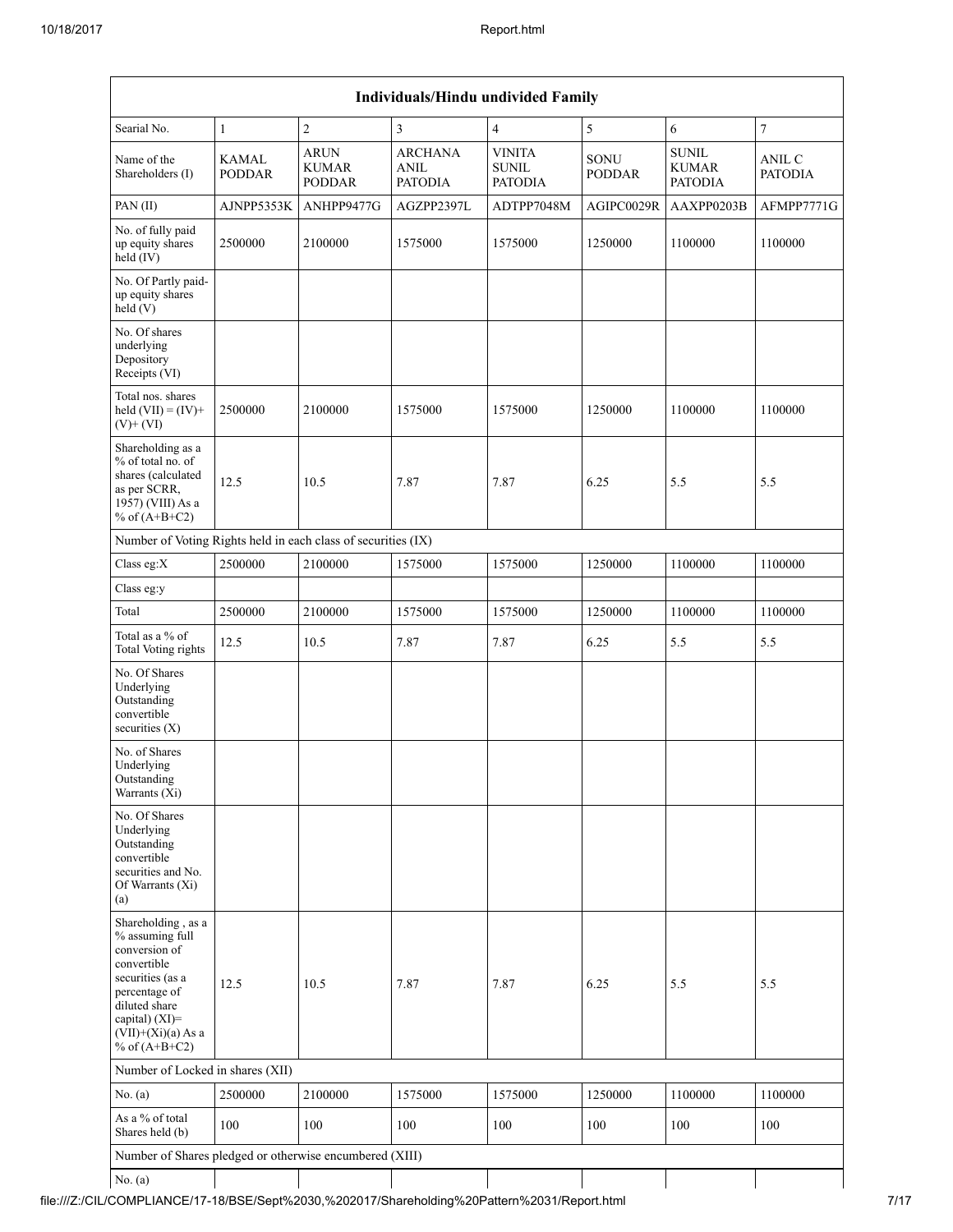| Individuals/Hindu undivided Family | | | | | | | |
|---|---|---|---|---|---|---|---|
| Searial No. | 1 | 2 | 3 | 4 | 5 | 6 | 7 |
| Name of the Shareholders (I) | KAMAL PODDAR | ARUN KUMAR PODDAR | ARCHANA ANIL PATODIA | VINITA SUNIL PATODIA | SONU PODDAR | SUNIL KUMAR PATODIA | ANIL C PATODIA |
| PAN (II) | AJNPP5353K | ANHPP9477G | AGZPP2397L | ADTPP7048M | AGIPC0029R | AAXPP0203B | AFMPP7771G |
| No. of fully paid up equity shares held (IV) | 2500000 | 2100000 | 1575000 | 1575000 | 1250000 | 1100000 | 1100000 |
| No. Of Partly paid-up equity shares held (V) | | | | | | | |
| No. Of shares underlying Depository Receipts (VI) | | | | | | | |
| Total nos. shares held (VII) = (IV)+ (V)+ (VI) | 2500000 | 2100000 | 1575000 | 1575000 | 1250000 | 1100000 | 1100000 |
| Shareholding as a % of total no. of shares (calculated as per SCRR, 1957) (VIII) As a % of (A+B+C2) | 12.5 | 10.5 | 7.87 | 7.87 | 6.25 | 5.5 | 5.5 |
| Number of Voting Rights held in each class of securities (IX) | | | | | | | |
| Class eg:X | 2500000 | 2100000 | 1575000 | 1575000 | 1250000 | 1100000 | 1100000 |
| Class eg:y | | | | | | | |
| Total | 2500000 | 2100000 | 1575000 | 1575000 | 1250000 | 1100000 | 1100000 |
| Total as a % of Total Voting rights | 12.5 | 10.5 | 7.87 | 7.87 | 6.25 | 5.5 | 5.5 |
| No. Of Shares Underlying Outstanding convertible securities (X) | | | | | | | |
| No. of Shares Underlying Outstanding Warrants (Xi) | | | | | | | |
| No. Of Shares Underlying Outstanding convertible securities and No. Of Warrants (Xi) (a) | | | | | | | |
| Shareholding , as a % assuming full conversion of convertible securities (as a percentage of diluted share capital) (XI)= (VII)+(Xi)(a) As a % of (A+B+C2) | 12.5 | 10.5 | 7.87 | 7.87 | 6.25 | 5.5 | 5.5 |
| Number of Locked in shares (XII) | | | | | | | |
| No. (a) | 2500000 | 2100000 | 1575000 | 1575000 | 1250000 | 1100000 | 1100000 |
| As a % of total Shares held (b) | 100 | 100 | 100 | 100 | 100 | 100 | 100 |
| Number of Shares pledged or otherwise encumbered (XIII) | | | | | | | |
| No. (a) | | | | | | | |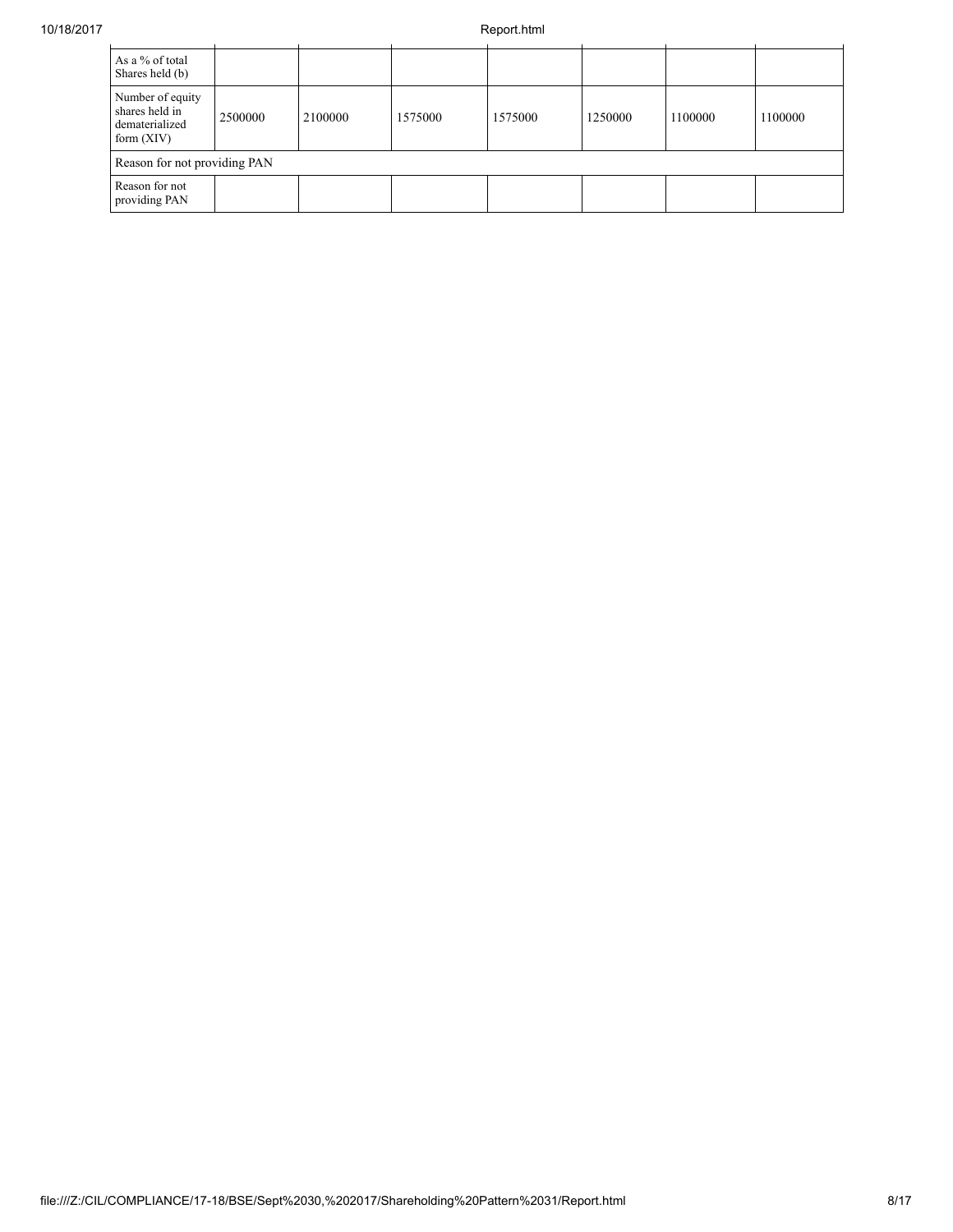| As a % of total Shares held (b) | | | | | | | |
|---|---|---|---|---|---|---|---|
| Number of equity shares held in dematerialized form (XIV) | 2500000 | 2100000 | 1575000 | 1575000 | 1250000 | 1100000 | 1100000 |
| Reason for not providing PAN | | | | | | | |
| Reason for not providing PAN | | | | | | | |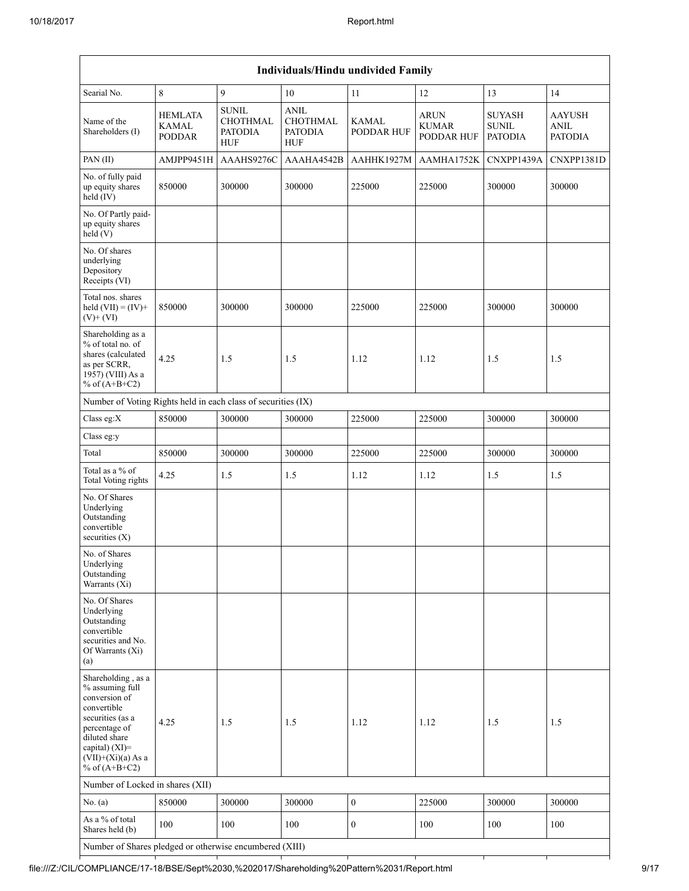| Individuals/Hindu undivided Family | | | | | | | |
|---|---|---|---|---|---|---|---|
| Searial No. | 8 | 9 | 10 | 11 | 12 | 13 | 14 |
| Name of the Shareholders (I) | HEMLATA KAMAL PODDAR | SUNIL CHOTHMAL PATODIA HUF | ANIL CHOTHMAL PATODIA HUF | KAMAL PODDAR HUF | ARUN KUMAR PODDAR HUF | SUYASH SUNIL PATODIA | AAYUSH ANIL PATODIA |
| PAN (II) | AMJPP9451H | AAAHS9276C | AAAHA4542B | AAHHK1927M | AAMHA1752K | CNXPP1439A | CNXPP1381D |
| No. of fully paid up equity shares held (IV) | 850000 | 300000 | 300000 | 225000 | 225000 | 300000 | 300000 |
| No. Of Partly paid-up equity shares held (V) | | | | | | | |
| No. Of shares underlying Depository Receipts (VI) | | | | | | | |
| Total nos. shares held (VII) = (IV)+ (V)+ (VI) | 850000 | 300000 | 300000 | 225000 | 225000 | 300000 | 300000 |
| Shareholding as a % of total no. of shares (calculated as per SCRR, 1957) (VIII) As a % of (A+B+C2) | 4.25 | 1.5 | 1.5 | 1.12 | 1.12 | 1.5 | 1.5 |
| Number of Voting Rights held in each class of securities (IX) | | | | | | | |
| Class eg:X | 850000 | 300000 | 300000 | 225000 | 225000 | 300000 | 300000 |
| Class eg:y | | | | | | | |
| Total | 850000 | 300000 | 300000 | 225000 | 225000 | 300000 | 300000 |
| Total as a % of Total Voting rights | 4.25 | 1.5 | 1.5 | 1.12 | 1.12 | 1.5 | 1.5 |
| No. Of Shares Underlying Outstanding convertible securities (X) | | | | | | | |
| No. of Shares Underlying Outstanding Warrants (Xi) | | | | | | | |
| No. Of Shares Underlying Outstanding convertible securities and No. Of Warrants (Xi) (a) | | | | | | | |
| Shareholding , as a % assuming full conversion of convertible securities (as a percentage of diluted share capital) (XI)= (VII)+(Xi)(a) As a % of (A+B+C2) | 4.25 | 1.5 | 1.5 | 1.12 | 1.12 | 1.5 | 1.5 |
| Number of Locked in shares (XII) | | | | | | | |
| No. (a) | 850000 | 300000 | 300000 | 0 | 225000 | 300000 | 300000 |
| As a % of total Shares held (b) | 100 | 100 | 100 | 0 | 100 | 100 | 100 |
| Number of Shares pledged or otherwise encumbered (XIII) | | | | | | | |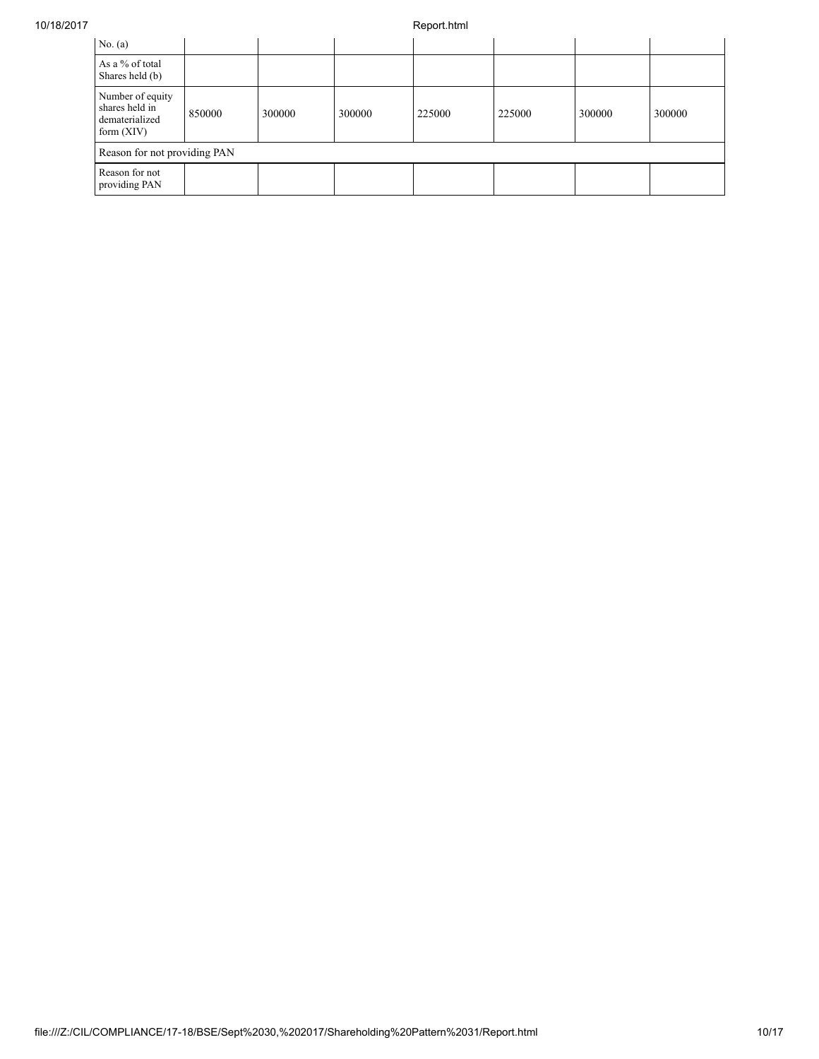| No. (a) | | | | | | | |
|---|---|---|---|---|---|---|---|
| As a % of total Shares held (b) | | | | | | | |
| Number of equity shares held in dematerialized form (XIV) | 850000 | 300000 | 300000 | 225000 | 225000 | 300000 | 300000 |
| Reason for not providing PAN | | | | | | | |
| Reason for not providing PAN | | | | | | | |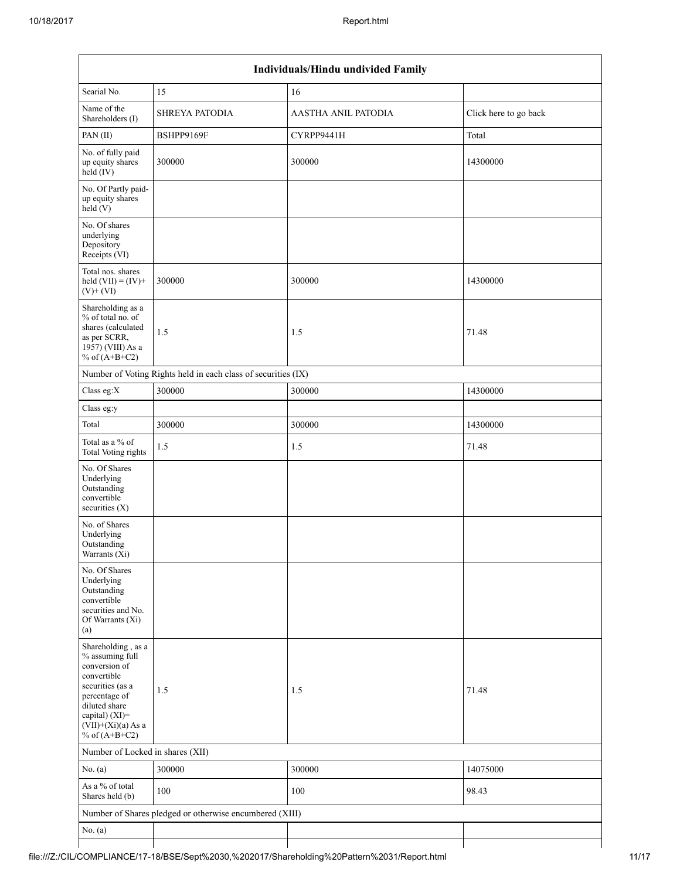| Individuals/Hindu undivided Family | | | |
|---|---|---|---|
| Searial No. | 15 | 16 | |
| Name of the Shareholders (I) | SHREYA PATODIA | AASTHA ANIL PATODIA | Click here to go back |
| PAN (II) | BSHPP9169F | CYRPP9441H | Total |
| No. of fully paid up equity shares held (IV) | 300000 | 300000 | 14300000 |
| No. Of Partly paid-up equity shares held (V) | | | |
| No. Of shares underlying Depository Receipts (VI) | | | |
| Total nos. shares held (VII) = (IV)+ (V)+ (VI) | 300000 | 300000 | 14300000 |
| Shareholding as a % of total no. of shares (calculated as per SCRR, 1957) (VIII) As a % of (A+B+C2) | 1.5 | 1.5 | 71.48 |
| Number of Voting Rights held in each class of securities (IX) | | | |
| Class eg:X | 300000 | 300000 | 14300000 |
| Class eg:y | | | |
| Total | 300000 | 300000 | 14300000 |
| Total as a % of Total Voting rights | 1.5 | 1.5 | 71.48 |
| No. Of Shares Underlying Outstanding convertible securities (X) | | | |
| No. of Shares Underlying Outstanding Warrants (Xi) | | | |
| No. Of Shares Underlying Outstanding convertible securities and No. Of Warrants (Xi) (a) | | | |
| Shareholding , as a % assuming full conversion of convertible securities (as a percentage of diluted share capital) (XI)= (VII)+(Xi)(a) As a % of (A+B+C2) | 1.5 | 1.5 | 71.48 |
| Number of Locked in shares (XII) | | | |
| No. (a) | 300000 | 300000 | 14075000 |
| As a % of total Shares held (b) | 100 | 100 | 98.43 |
| Number of Shares pledged or otherwise encumbered (XIII) | | | |
| No. (a) | | | |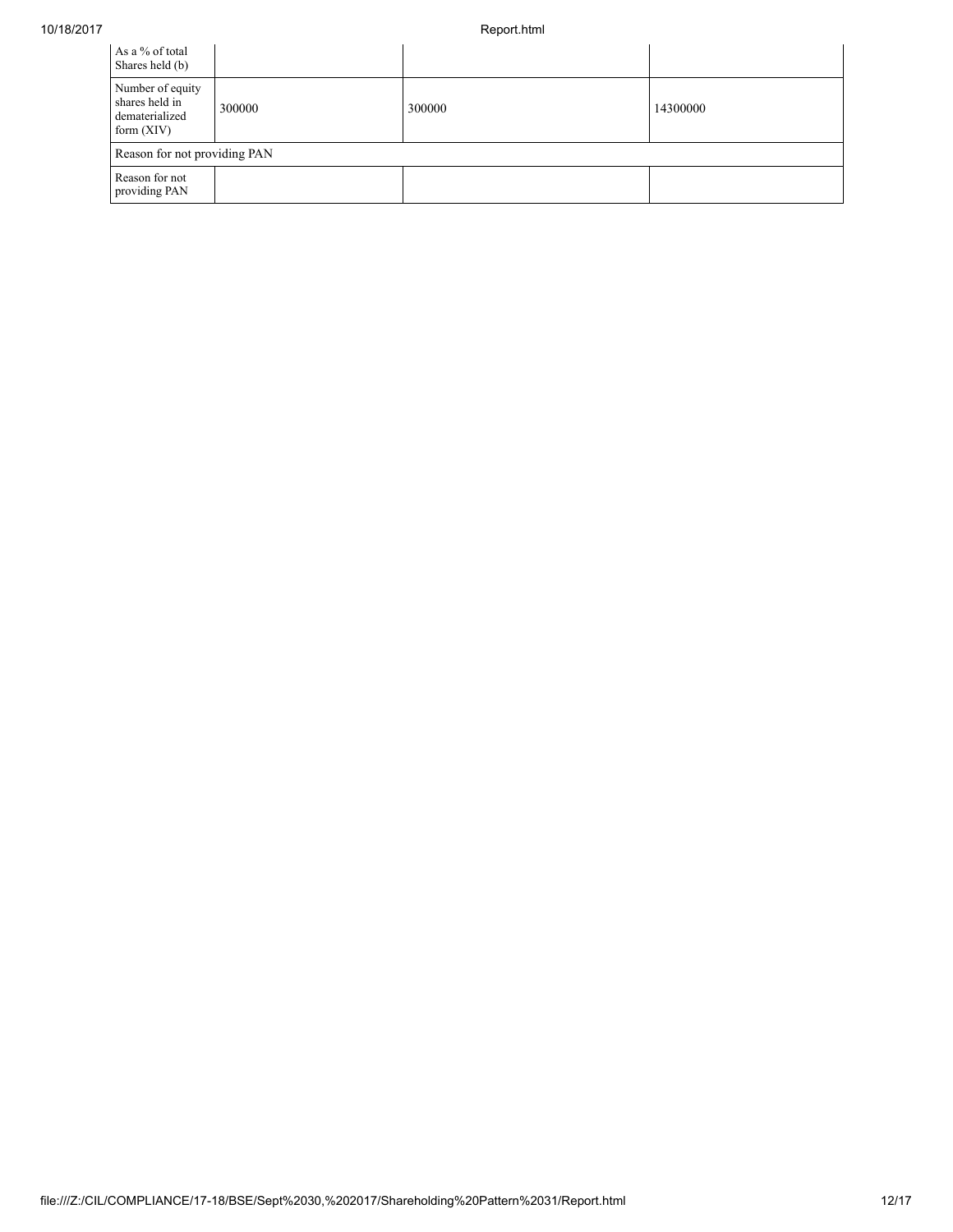| As a % of total Shares held (b) | | | |
|---|---|---|---|
| Number of equity shares held in dematerialized form (XIV) | 300000 | 300000 | 14300000 |
| Reason for not providing PAN | | | |
| Reason for not providing PAN | | | |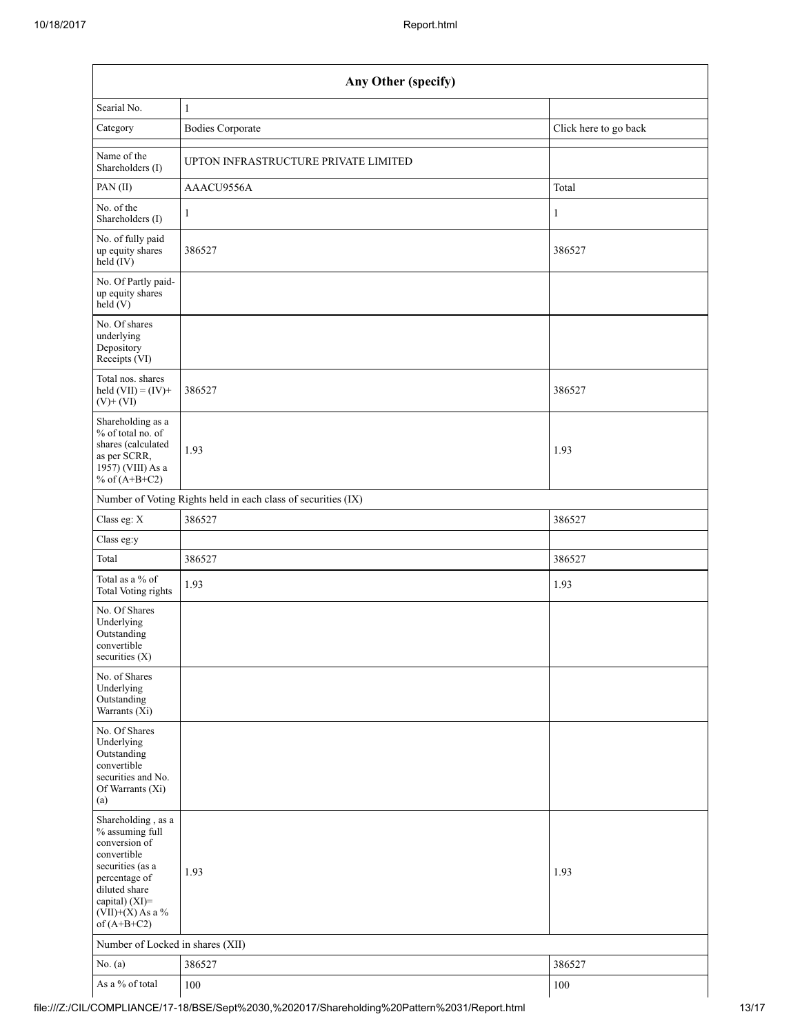| Any Other (specify) | | |
|---|---|---|
| Searial No. | 1 | |
| Category | Bodies Corporate | Click here to go back |
| Name of the Shareholders (I) | UPTON INFRASTRUCTURE PRIVATE LIMITED | |
| PAN (II) | AAACU9556A | Total |
| No. of the Shareholders (I) | 1 | 1 |
| No. of fully paid up equity shares held (IV) | 386527 | 386527 |
| No. Of Partly paid-up equity shares held (V) | | |
| No. Of shares underlying Depository Receipts (VI) | | |
| Total nos. shares held (VII) = (IV)+ (V)+ (VI) | 386527 | 386527 |
| Shareholding as a % of total no. of shares (calculated as per SCRR, 1957) (VIII) As a % of (A+B+C2) | 1.93 | 1.93 |
| Number of Voting Rights held in each class of securities (IX) | | |
| Class eg: X | 386527 | 386527 |
| Class eg:y | | |
| Total | 386527 | 386527 |
| Total as a % of Total Voting rights | 1.93 | 1.93 |
| No. Of Shares Underlying Outstanding convertible securities (X) | | |
| No. of Shares Underlying Outstanding Warrants (Xi) | | |
| No. Of Shares Underlying Outstanding convertible securities and No. Of Warrants (Xi) (a) | | |
| Shareholding , as a % assuming full conversion of convertible securities (as a percentage of diluted share capital) (XI)= (VII)+(X) As a % of (A+B+C2) | 1.93 | 1.93 |
| Number of Locked in shares (XII) | | |
| No. (a) | 386527 | 386527 |
| As a % of total | 100 | 100 |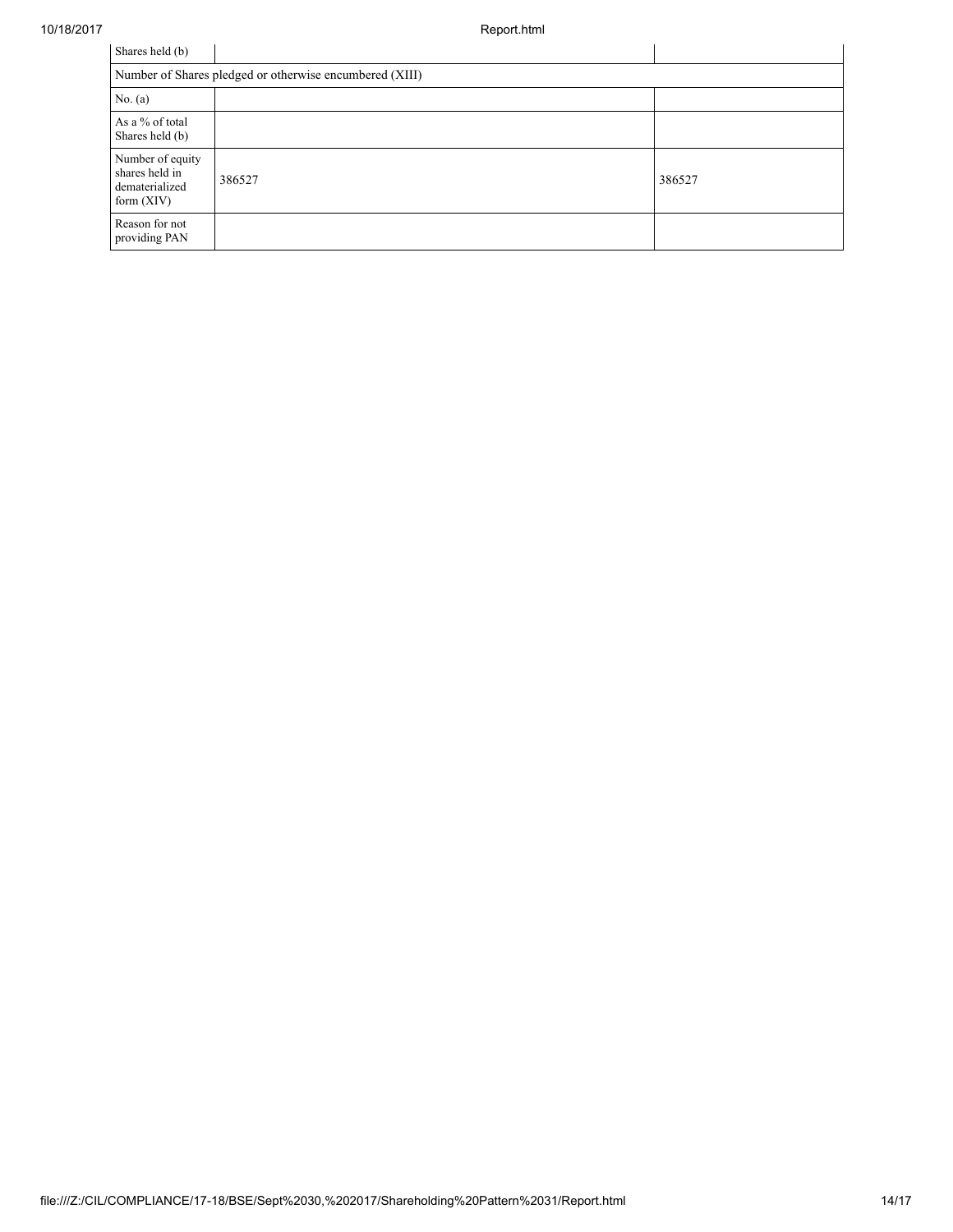| Shares held (b) | | |
| --- | --- | --- |
| Number of Shares pledged or otherwise encumbered (XIII) | | |
| No. (a) | | |
| As a % of total Shares held (b) | | |
| Number of equity shares held in dematerialized form (XIV) | 386527 | 386527 |
| Reason for not providing PAN | | |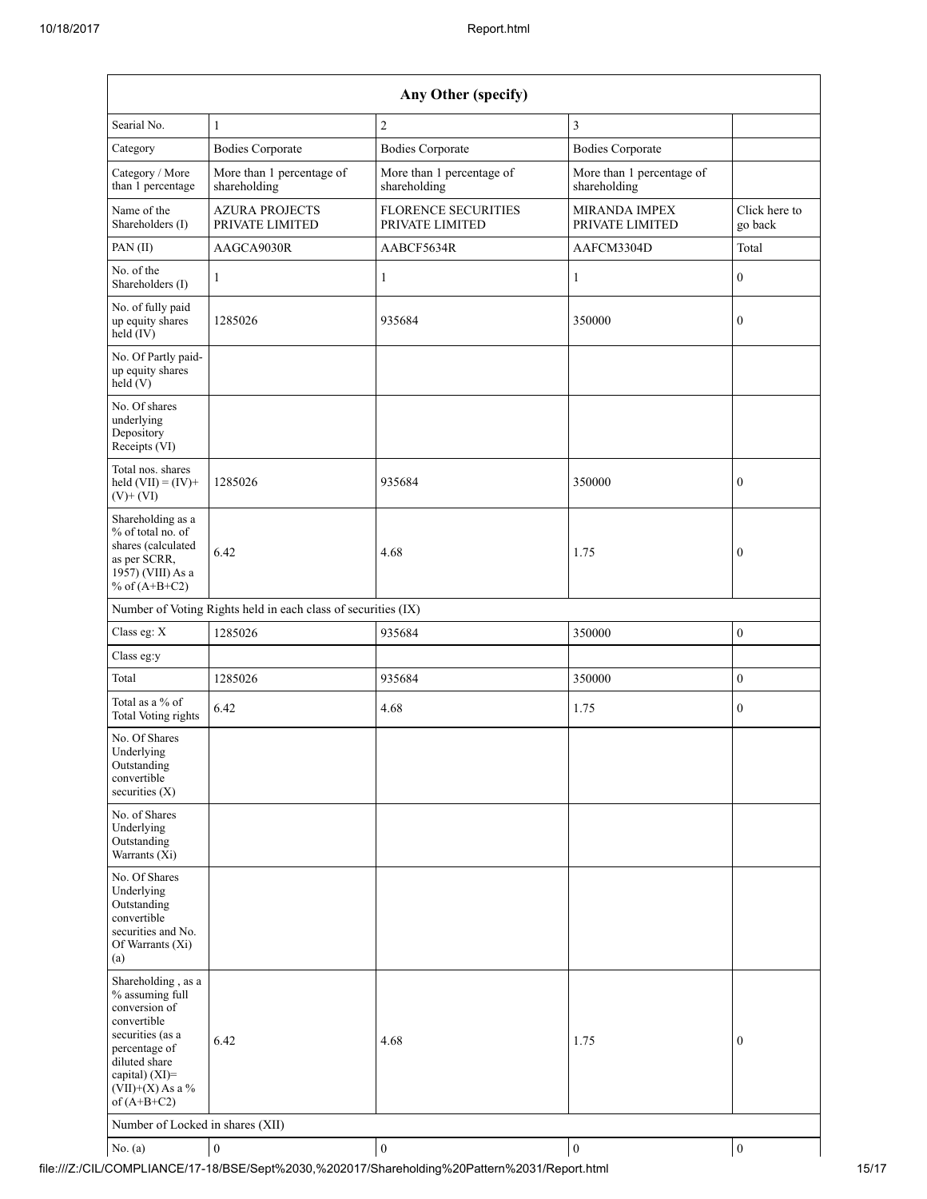| Any Other (specify) | | | | |
|---|---|---|---|---|
| Searial No. | 1 | 2 | 3 | |
| Category | Bodies Corporate | Bodies Corporate | Bodies Corporate | |
| Category / More than 1 percentage | More than 1 percentage of shareholding | More than 1 percentage of shareholding | More than 1 percentage of shareholding | |
| Name of the Shareholders (I) | AZURA PROJECTS PRIVATE LIMITED | FLORENCE SECURITIES PRIVATE LIMITED | MIRANDA IMPEX PRIVATE LIMITED | Click here to go back |
| PAN (II) | AAGCA9030R | AABCF5634R | AAFCM3304D | Total |
| No. of the Shareholders (I) | 1 | 1 | 1 | 0 |
| No. of fully paid up equity shares held (IV) | 1285026 | 935684 | 350000 | 0 |
| No. Of Partly paid-up equity shares held (V) | | | | |
| No. Of shares underlying Depository Receipts (VI) | | | | |
| Total nos. shares held (VII) = (IV)+(V)+ (VI) | 1285026 | 935684 | 350000 | 0 |
| Shareholding as a % of total no. of shares (calculated as per SCRR, 1957) (VIII) As a % of (A+B+C2) | 6.42 | 4.68 | 1.75 | 0 |
| Number of Voting Rights held in each class of securities (IX) | | | | |
| Class eg: X | 1285026 | 935684 | 350000 | 0 |
| Class eg:y | | | | |
| Total | 1285026 | 935684 | 350000 | 0 |
| Total as a % of Total Voting rights | 6.42 | 4.68 | 1.75 | 0 |
| No. Of Shares Underlying Outstanding convertible securities (X) | | | | |
| No. of Shares Underlying Outstanding Warrants (Xi) | | | | |
| No. Of Shares Underlying Outstanding convertible securities and No. Of Warrants (Xi) (a) | | | | |
| Shareholding , as a % assuming full conversion of convertible securities (as a percentage of diluted share capital) (XI)= (VII)+(X) As a % of (A+B+C2) | 6.42 | 4.68 | 1.75 | 0 |
| Number of Locked in shares (XII) | | | | |
| No. (a) | 0 | 0 | 0 | 0 |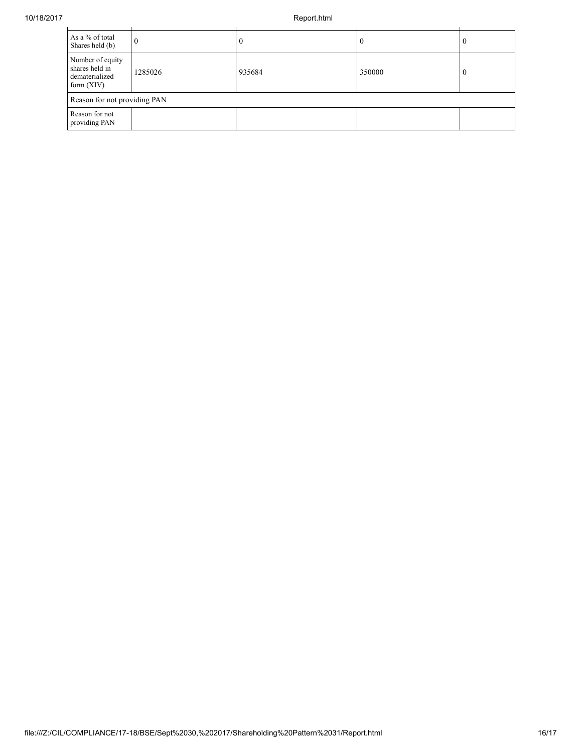| | | | | |
|---|---|---|---|---|
| As a % of total Shares held (b) | 0 | 0 | 0 | 0 |
| Number of equity shares held in dematerialized form (XIV) | 1285026 | 935684 | 350000 | 0 |
| Reason for not providing PAN | | | | |
| Reason for not providing PAN | | | | |